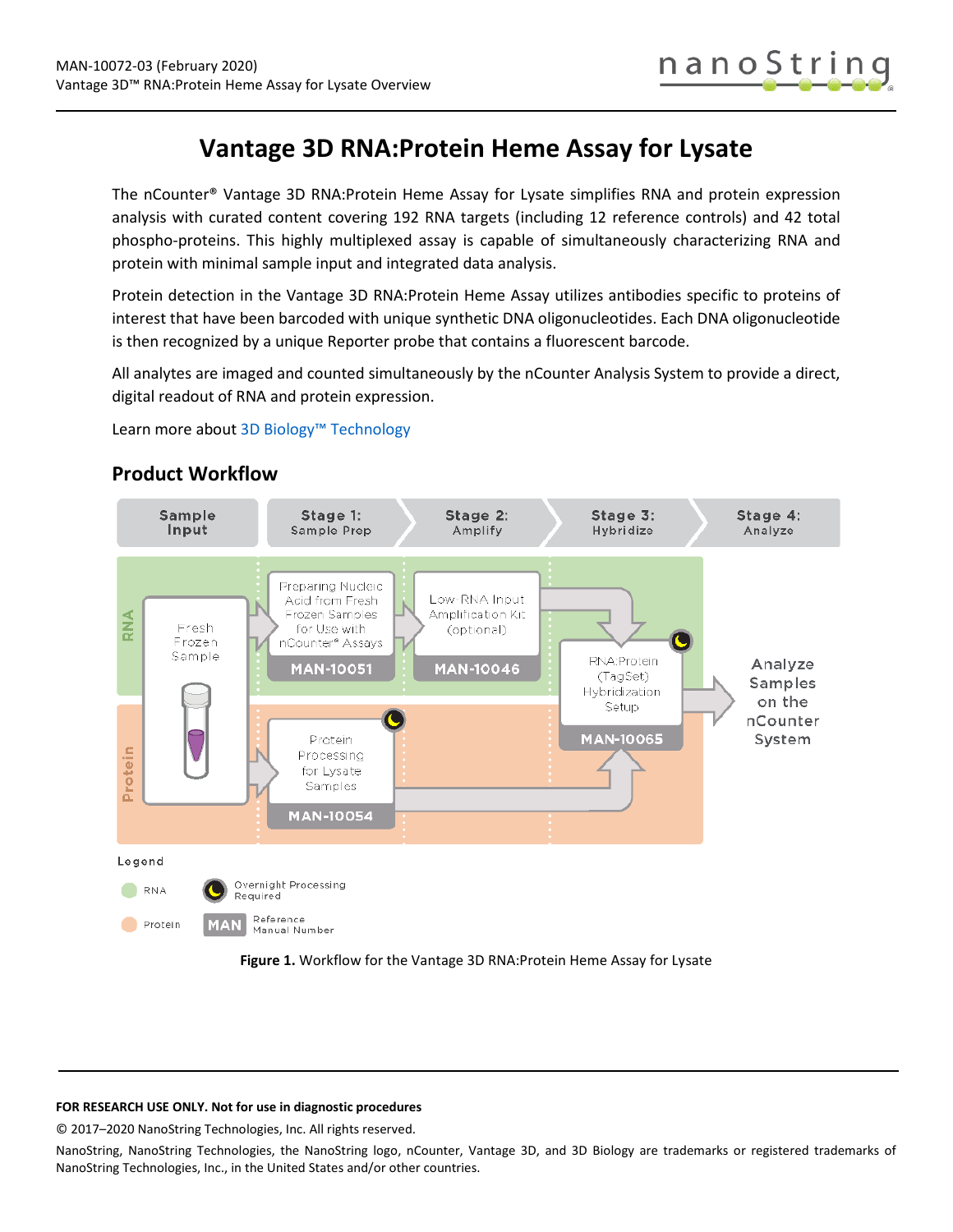# Vantage 3D RNA:Protein Heme Assay for Lysate

The nCounter® Vantage 3D RNA:Protein Heme Assay for Lysate simplifies RNA and protein expression analysis with curated content covering 192 RNA targets (including 12 reference controls) and 42 total phospho-proteins. This highly multiplexed assay is capable of simultaneously characterizing RNA and protein with minimal sample input and integrated data analysis.

Protein detection in the Vantage 3D RNA:Protein Heme Assay utilizes antibodies specific to proteins of interest that have been barcoded with unique synthetic DNA oligonucleotides. Each DNA oligonucleotide is then recognized by a unique Reporter probe that contains a fluorescent barcode.

All analytes are imaged and counted simultaneously by the nCounter Analysis System to provide a direct, digital readout of RNA and protein expression.

Learn more about 3D Biology™ Technology

## Product Workflow

Sample Input | Stage 1: Sample Prep | Stage 2: Amplify | Stage 3: Hybridize | Stage 4: Analyze

RNA: Fresh Frozen Sample → Preparing Nucleic Acid from Fresh Frozen Samples for Use with nCounter® Assays (MAN-10051) → Low RNA Input Amplification Kit (optional) (MAN-10046) → RNA:Protein (TagSet) Hybridization Setup (MAN-10065) → Analyze Samples on the nCounter System

Protein: Fresh Frozen Sample → Protein Processing for Lysate Samples (MAN-10054) → RNA:Protein (TagSet) Hybridization Setup (MAN-10065) → Analyze Samples on the nCounter System

Legend: RNA; Protein; Overnight Processing Required; MAN Reference Manual Number

**Figure 1.** Workflow for the Vantage 3D RNA:Protein Heme Assay for Lysate

**FOR RESEARCH USE ONLY. Not for use in diagnostic procedures**

© 2017–2020 NanoString Technologies, Inc. All rights reserved.

NanoString, NanoString Technologies, the NanoString logo, nCounter, Vantage 3D, and 3D Biology are trademarks or registered trademarks of NanoString Technologies, Inc., in the United States and/or other countries.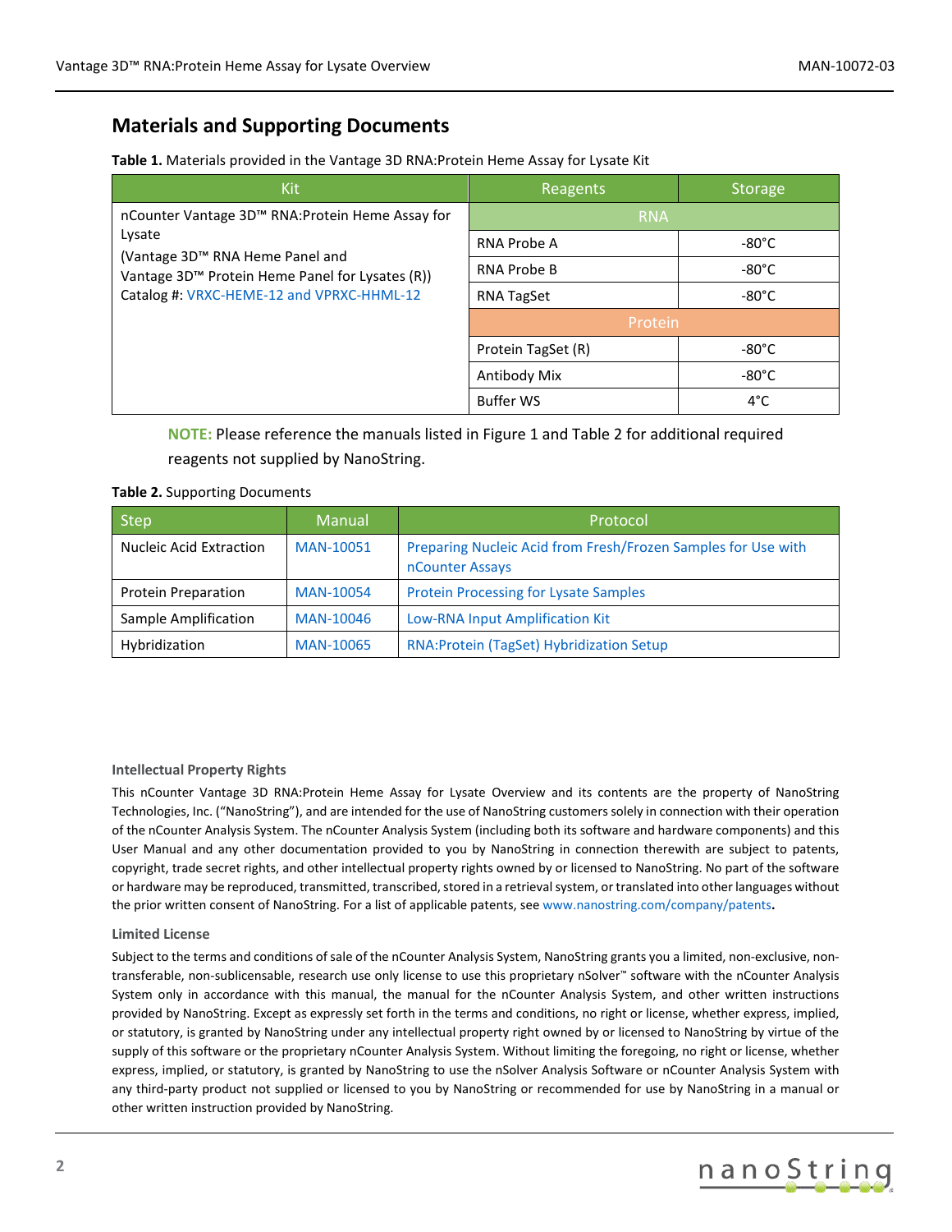## Materials and Supporting Documents

**Table 1.** Materials provided in the Vantage 3D RNA:Protein Heme Assay for Lysate Kit

| Kit | Reagents | Storage |
|---|---|---|
| nCounter Vantage 3D™ RNA:Protein Heme Assay for Lysate (Vantage 3D™ RNA Heme Panel and Vantage 3D™ Protein Heme Panel for Lysates (R)) Catalog #: VRXC-HEME-12 and VPRXC-HHML-12 | **RNA** | |
| | RNA Probe A | -80°C |
| | RNA Probe B | -80°C |
| | RNA TagSet | -80°C |
| | **Protein** | |
| | Protein TagSet (R) | -80°C |
| | Antibody Mix | -80°C |
| | Buffer WS | 4°C |

> **NOTE:** Please reference the manuals listed in Figure 1 and Table 2 for additional required reagents not supplied by NanoString.

**Table 2.** Supporting Documents

| Step | Manual | Protocol |
|---|---|---|
| Nucleic Acid Extraction | MAN-10051 | Preparing Nucleic Acid from Fresh/Frozen Samples for Use with nCounter Assays |
| Protein Preparation | MAN-10054 | Protein Processing for Lysate Samples |
| Sample Amplification | MAN-10046 | Low-RNA Input Amplification Kit |
| Hybridization | MAN-10065 | RNA:Protein (TagSet) Hybridization Setup |

#### Intellectual Property Rights

This nCounter Vantage 3D RNA:Protein Heme Assay for Lysate Overview and its contents are the property of NanoString Technologies, Inc. ("NanoString"), and are intended for the use of NanoString customers solely in connection with their operation of the nCounter Analysis System. The nCounter Analysis System (including both its software and hardware components) and this User Manual and any other documentation provided to you by NanoString in connection therewith are subject to patents, copyright, trade secret rights, and other intellectual property rights owned by or licensed to NanoString. No part of the software or hardware may be reproduced, transmitted, transcribed, stored in a retrieval system, or translated into other languages without the prior written consent of NanoString. For a list of applicable patents, see www.nanostring.com/company/patents**.**

#### Limited License

Subject to the terms and conditions of sale of the nCounter Analysis System, NanoString grants you a limited, non-exclusive, non-transferable, non-sublicensable, research use only license to use this proprietary nSolver™ software with the nCounter Analysis System only in accordance with this manual, the manual for the nCounter Analysis System, and other written instructions provided by NanoString. Except as expressly set forth in the terms and conditions, no right or license, whether express, implied, or statutory, is granted by NanoString under any intellectual property right owned by or licensed to NanoString by virtue of the supply of this software or the proprietary nCounter Analysis System. Without limiting the foregoing, no right or license, whether express, implied, or statutory, is granted by NanoString to use the nSolver Analysis Software or nCounter Analysis System with any third-party product not supplied or licensed to you by NanoString or recommended for use by NanoString in a manual or other written instruction provided by NanoString.